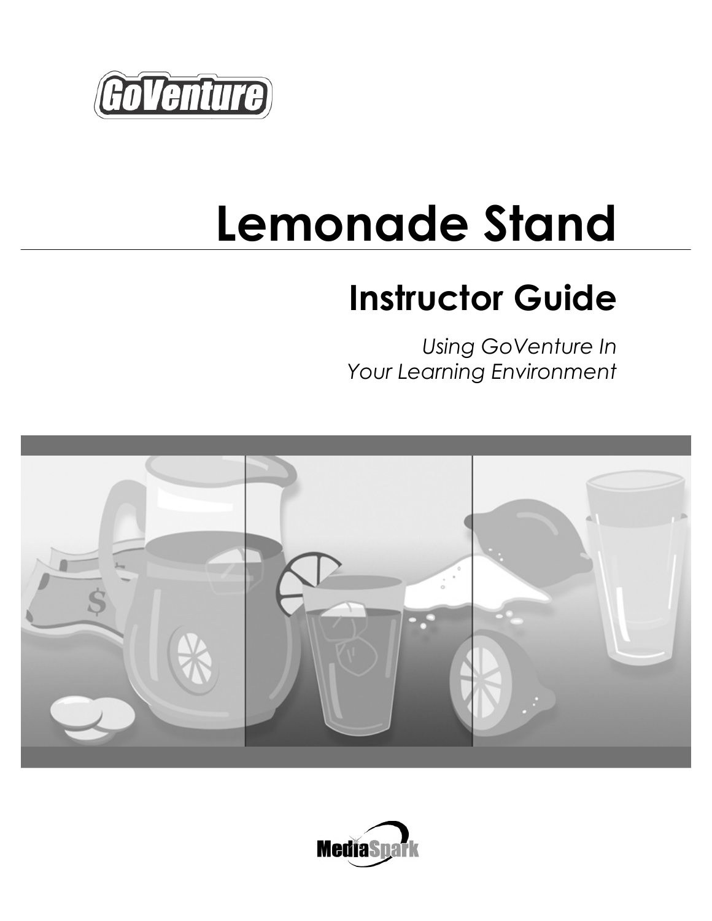GoVenture

# Lemonade Stand

## Instructor Guide

*Using GoVenture In*
*Your Learning Environment*

MediaSpark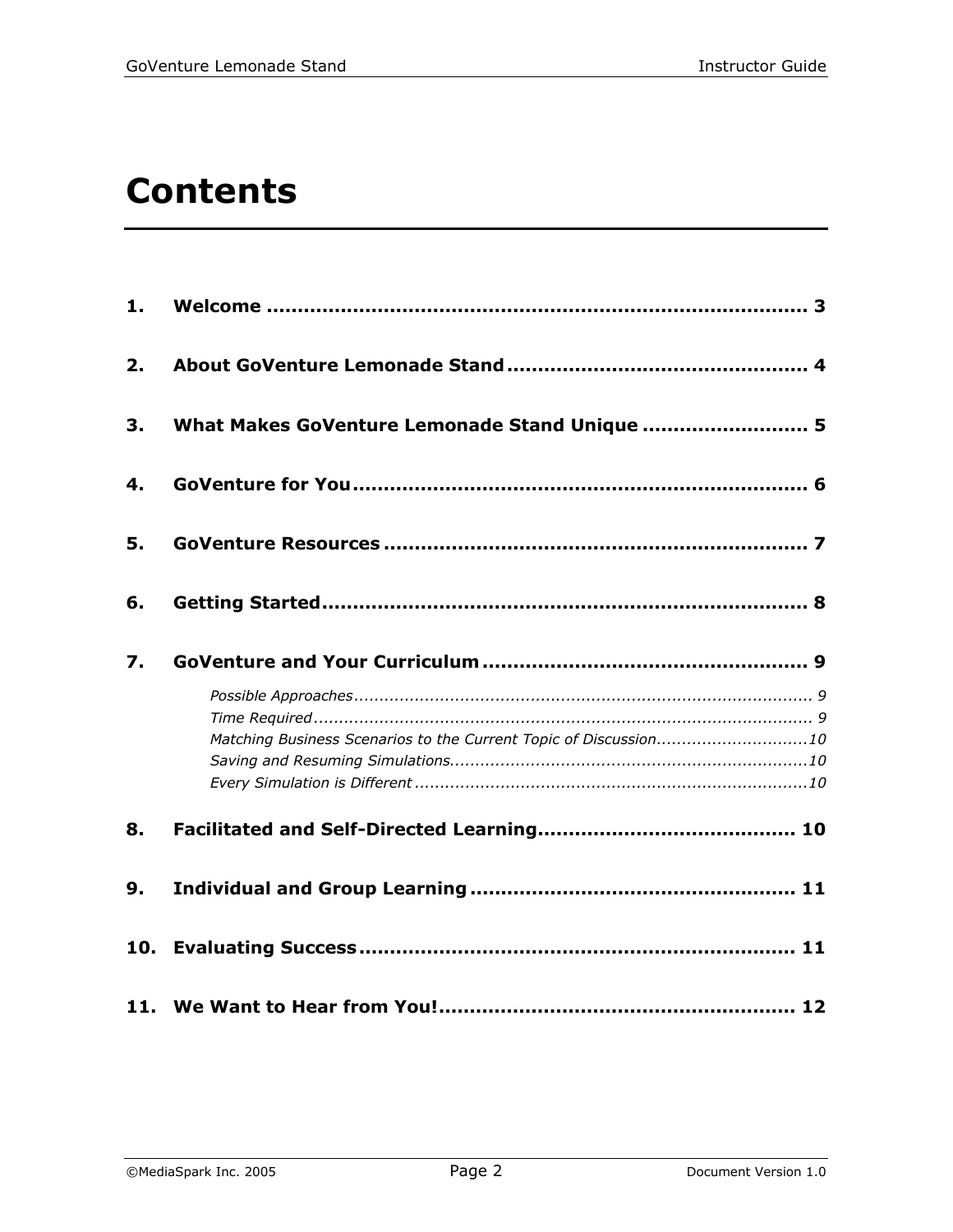# Contents

1. **Welcome** ........................................................................................ 3
2. **About GoVenture Lemonade Stand** ................................................ 4
3. **What Makes GoVenture Lemonade Stand Unique** .......................... 5
4. **GoVenture for You** .......................................................................... 6
5. **GoVenture Resources** ..................................................................... 7
6. **Getting Started** ............................................................................... 8
7. **GoVenture and Your Curriculum** .................................................... 9
    - *Possible Approaches* ........................................................................................ 9
    - *Time Required* ................................................................................................ 9
    - *Matching Business Scenarios to the Current Topic of Discussion* ........................... 10
    - *Saving and Resuming Simulations* .................................................................... 10
    - *Every Simulation is Different* ........................................................................... 10
8. **Facilitated and Self-Directed Learning** ......................................... 10
9. **Individual and Group Learning** .................................................... 11
10. **Evaluating Success** ..................................................................... 11
11. **We Want to Hear from You!** ......................................................... 12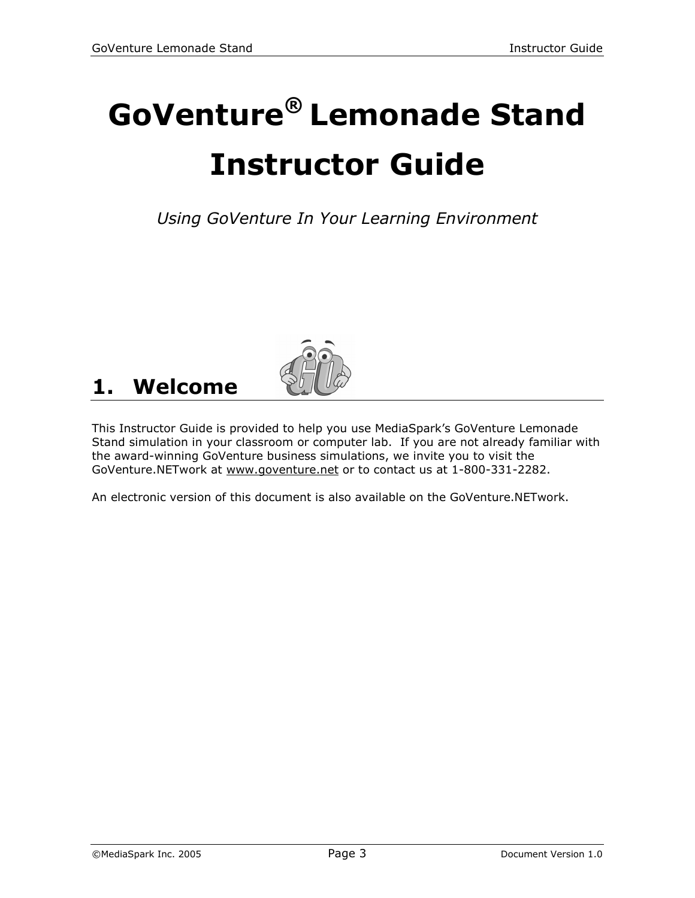# GoVenture® Lemonade Stand Instructor Guide

*Using GoVenture In Your Learning Environment*

## 1. Welcome

This Instructor Guide is provided to help you use MediaSpark's GoVenture Lemonade Stand simulation in your classroom or computer lab. If you are not already familiar with the award-winning GoVenture business simulations, we invite you to visit the GoVenture.NETwork at www.goventure.net or to contact us at 1-800-331-2282.

An electronic version of this document is also available on the GoVenture.NETwork.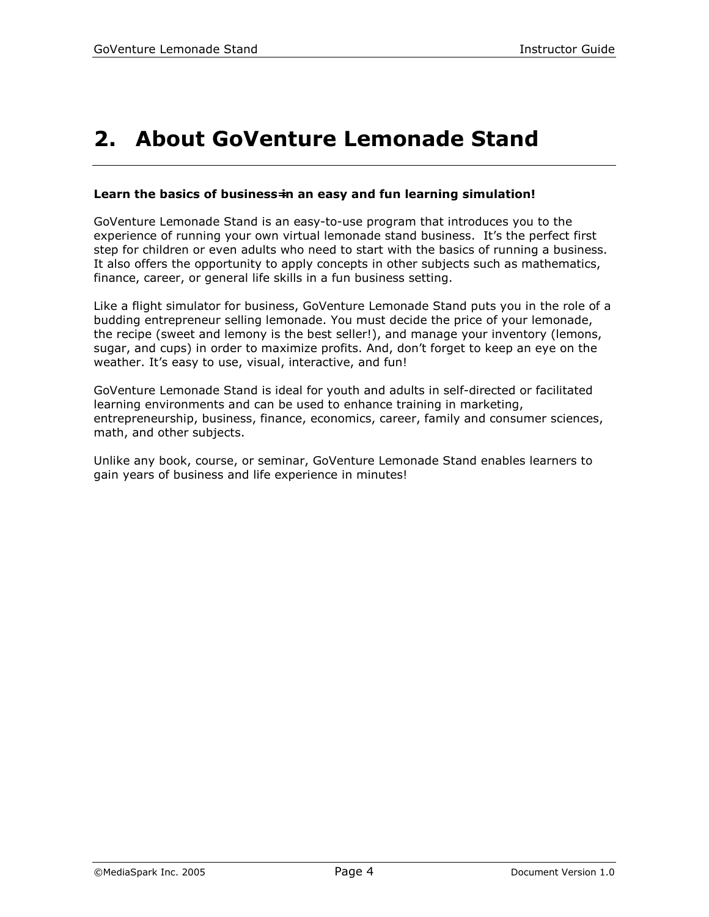# 2. About GoVenture Lemonade Stand

**Learn the basics of business—in an easy and fun learning simulation!**

GoVenture Lemonade Stand is an easy-to-use program that introduces you to the experience of running your own virtual lemonade stand business. It's the perfect first step for children or even adults who need to start with the basics of running a business. It also offers the opportunity to apply concepts in other subjects such as mathematics, finance, career, or general life skills in a fun business setting.

Like a flight simulator for business, GoVenture Lemonade Stand puts you in the role of a budding entrepreneur selling lemonade. You must decide the price of your lemonade, the recipe (sweet and lemony is the best seller!), and manage your inventory (lemons, sugar, and cups) in order to maximize profits. And, don't forget to keep an eye on the weather. It's easy to use, visual, interactive, and fun!

GoVenture Lemonade Stand is ideal for youth and adults in self-directed or facilitated learning environments and can be used to enhance training in marketing, entrepreneurship, business, finance, economics, career, family and consumer sciences, math, and other subjects.

Unlike any book, course, or seminar, GoVenture Lemonade Stand enables learners to gain years of business and life experience in minutes!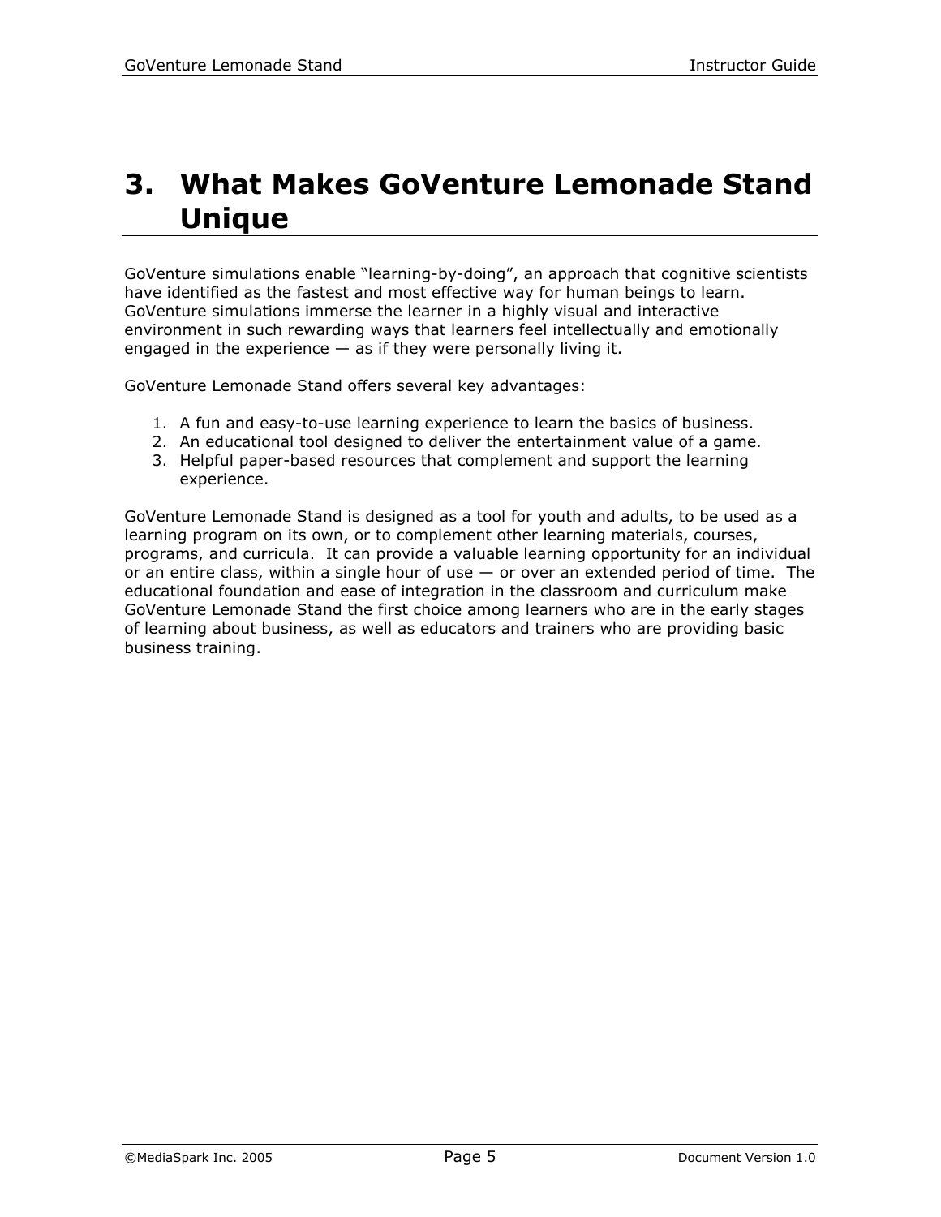# 3. What Makes GoVenture Lemonade Stand Unique

GoVenture simulations enable "learning-by-doing", an approach that cognitive scientists have identified as the fastest and most effective way for human beings to learn. GoVenture simulations immerse the learner in a highly visual and interactive environment in such rewarding ways that learners feel intellectually and emotionally engaged in the experience — as if they were personally living it.

GoVenture Lemonade Stand offers several key advantages:

1. A fun and easy-to-use learning experience to learn the basics of business.
2. An educational tool designed to deliver the entertainment value of a game.
3. Helpful paper-based resources that complement and support the learning experience.

GoVenture Lemonade Stand is designed as a tool for youth and adults, to be used as a learning program on its own, or to complement other learning materials, courses, programs, and curricula. It can provide a valuable learning opportunity for an individual or an entire class, within a single hour of use — or over an extended period of time. The educational foundation and ease of integration in the classroom and curriculum make GoVenture Lemonade Stand the first choice among learners who are in the early stages of learning about business, as well as educators and trainers who are providing basic business training.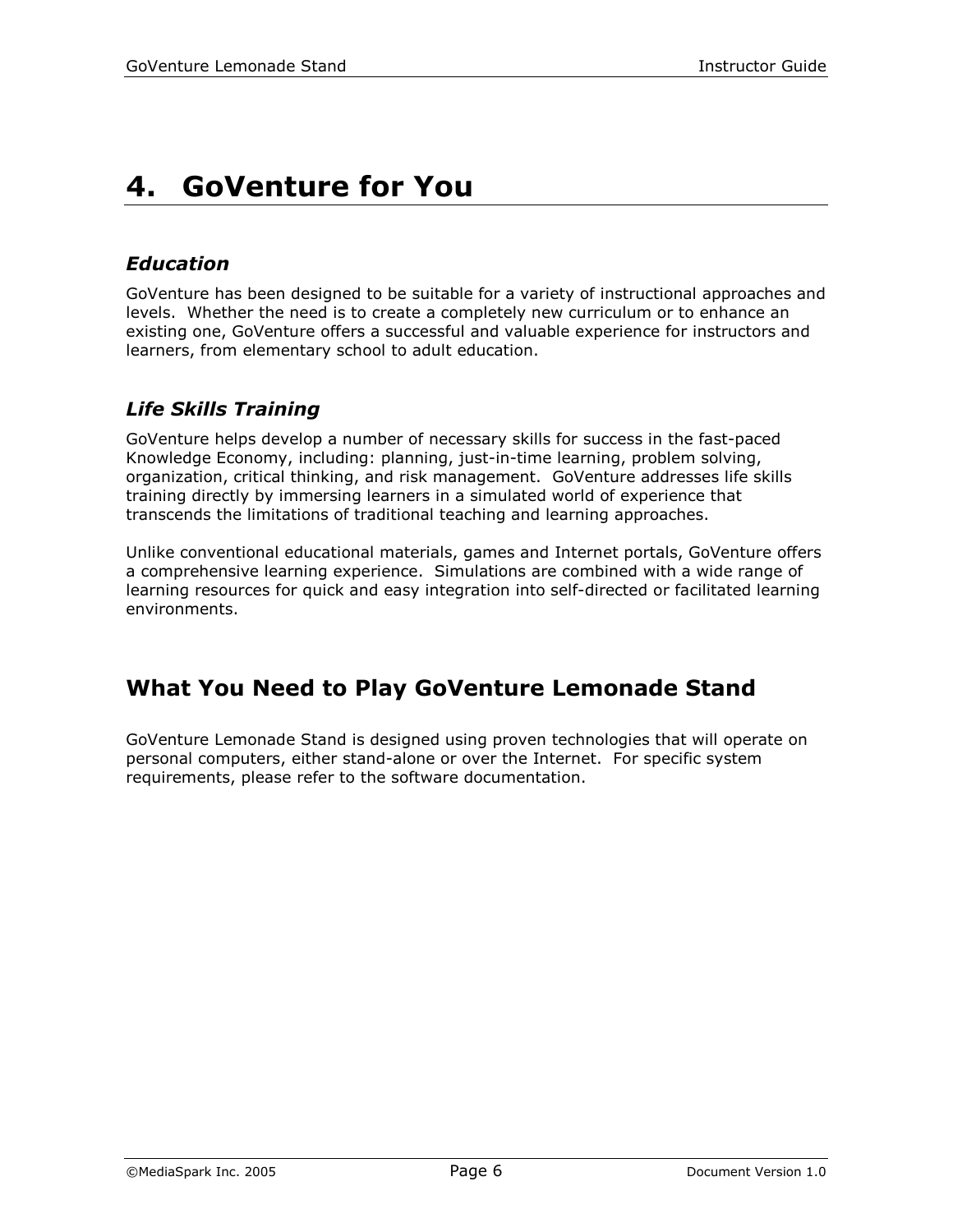# 4. GoVenture for You

### *Education*

GoVenture has been designed to be suitable for a variety of instructional approaches and levels. Whether the need is to create a completely new curriculum or to enhance an existing one, GoVenture offers a successful and valuable experience for instructors and learners, from elementary school to adult education.

### *Life Skills Training*

GoVenture helps develop a number of necessary skills for success in the fast-paced Knowledge Economy, including: planning, just-in-time learning, problem solving, organization, critical thinking, and risk management. GoVenture addresses life skills training directly by immersing learners in a simulated world of experience that transcends the limitations of traditional teaching and learning approaches.

Unlike conventional educational materials, games and Internet portals, GoVenture offers a comprehensive learning experience. Simulations are combined with a wide range of learning resources for quick and easy integration into self-directed or facilitated learning environments.

## What You Need to Play GoVenture Lemonade Stand

GoVenture Lemonade Stand is designed using proven technologies that will operate on personal computers, either stand-alone or over the Internet. For specific system requirements, please refer to the software documentation.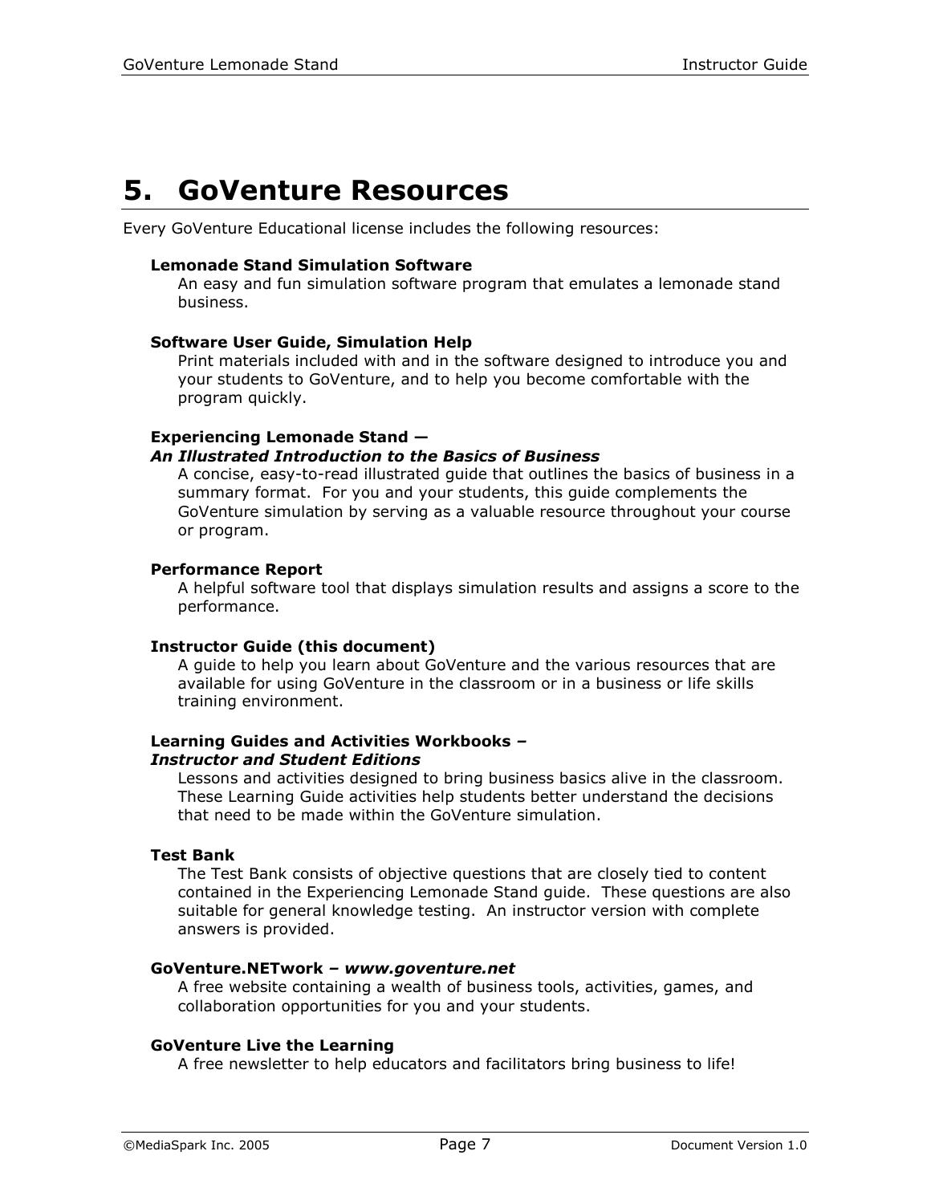# 5. GoVenture Resources

Every GoVenture Educational license includes the following resources:

**Lemonade Stand Simulation Software**
An easy and fun simulation software program that emulates a lemonade stand business.

**Software User Guide, Simulation Help**
Print materials included with and in the software designed to introduce you and your students to GoVenture, and to help you become comfortable with the program quickly.

**Experiencing Lemonade Stand —**
***An Illustrated Introduction to the Basics of Business***
A concise, easy-to-read illustrated guide that outlines the basics of business in a summary format. For you and your students, this guide complements the GoVenture simulation by serving as a valuable resource throughout your course or program.

**Performance Report**
A helpful software tool that displays simulation results and assigns a score to the performance.

**Instructor Guide (this document)**
A guide to help you learn about GoVenture and the various resources that are available for using GoVenture in the classroom or in a business or life skills training environment.

**Learning Guides and Activities Workbooks –**
***Instructor and Student Editions***
Lessons and activities designed to bring business basics alive in the classroom. These Learning Guide activities help students better understand the decisions that need to be made within the GoVenture simulation.

**Test Bank**
The Test Bank consists of objective questions that are closely tied to content contained in the Experiencing Lemonade Stand guide. These questions are also suitable for general knowledge testing. An instructor version with complete answers is provided.

**GoVenture.NETwork – *www.goventure.net***
A free website containing a wealth of business tools, activities, games, and collaboration opportunities for you and your students.

**GoVenture Live the Learning**
A free newsletter to help educators and facilitators bring business to life!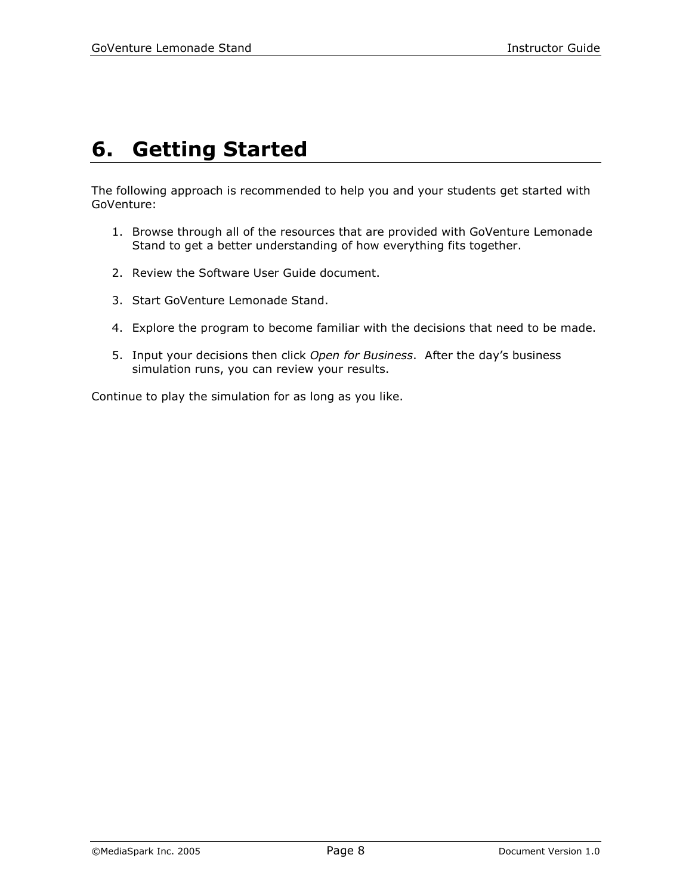# 6. Getting Started

The following approach is recommended to help you and your students get started with GoVenture:

1. Browse through all of the resources that are provided with GoVenture Lemonade Stand to get a better understanding of how everything fits together.

2. Review the Software User Guide document.

3. Start GoVenture Lemonade Stand.

4. Explore the program to become familiar with the decisions that need to be made.

5. Input your decisions then click *Open for Business*. After the day's business simulation runs, you can review your results.

Continue to play the simulation for as long as you like.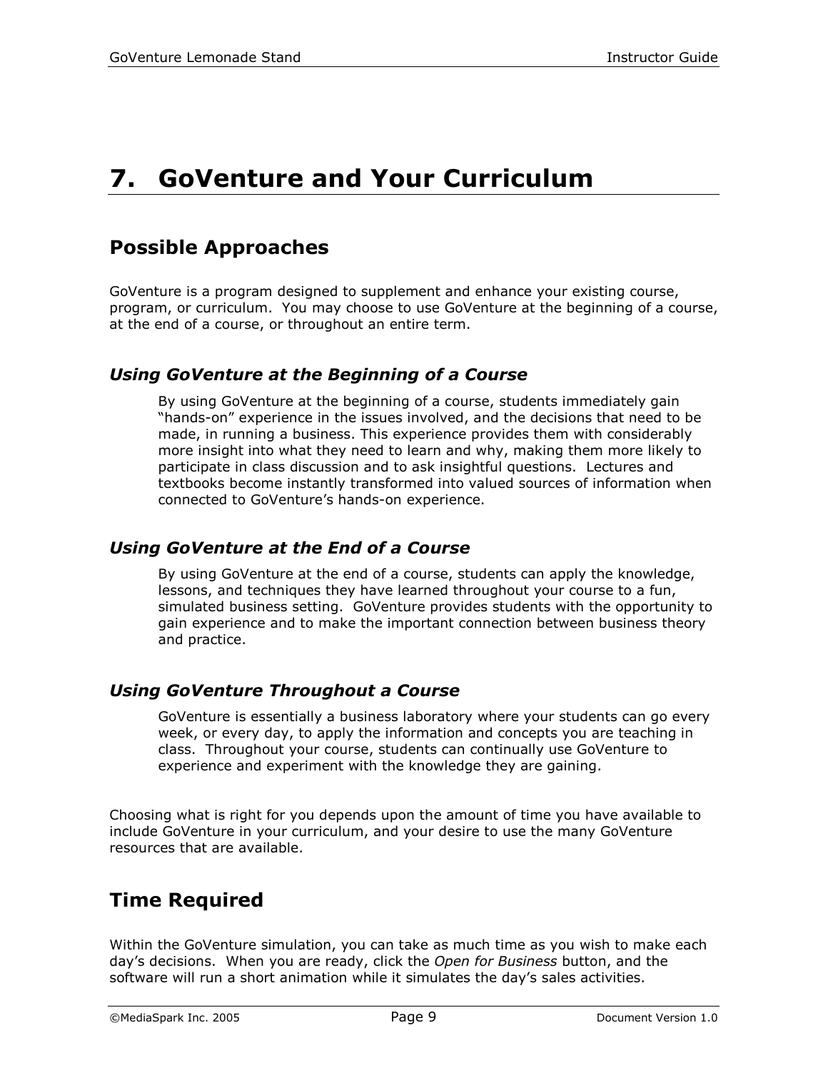# 7. GoVenture and Your Curriculum

## Possible Approaches

GoVenture is a program designed to supplement and enhance your existing course, program, or curriculum. You may choose to use GoVenture at the beginning of a course, at the end of a course, or throughout an entire term.

### *Using GoVenture at the Beginning of a Course*

By using GoVenture at the beginning of a course, students immediately gain "hands-on" experience in the issues involved, and the decisions that need to be made, in running a business. This experience provides them with considerably more insight into what they need to learn and why, making them more likely to participate in class discussion and to ask insightful questions. Lectures and textbooks become instantly transformed into valued sources of information when connected to GoVenture's hands-on experience.

### *Using GoVenture at the End of a Course*

By using GoVenture at the end of a course, students can apply the knowledge, lessons, and techniques they have learned throughout your course to a fun, simulated business setting. GoVenture provides students with the opportunity to gain experience and to make the important connection between business theory and practice.

### *Using GoVenture Throughout a Course*

GoVenture is essentially a business laboratory where your students can go every week, or every day, to apply the information and concepts you are teaching in class. Throughout your course, students can continually use GoVenture to experience and experiment with the knowledge they are gaining.

Choosing what is right for you depends upon the amount of time you have available to include GoVenture in your curriculum, and your desire to use the many GoVenture resources that are available.

## Time Required

Within the GoVenture simulation, you can take as much time as you wish to make each day's decisions. When you are ready, click the *Open for Business* button, and the software will run a short animation while it simulates the day's sales activities.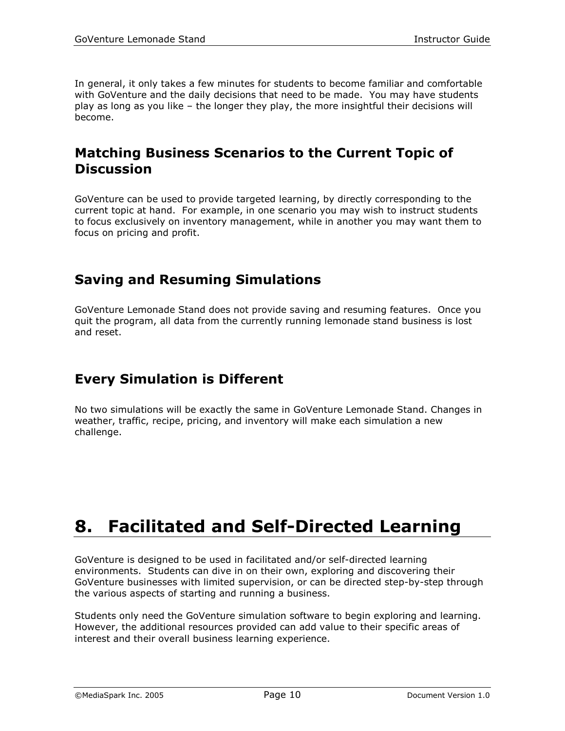In general, it only takes a few minutes for students to become familiar and comfortable with GoVenture and the daily decisions that need to be made. You may have students play as long as you like – the longer they play, the more insightful their decisions will become.

### Matching Business Scenarios to the Current Topic of Discussion

GoVenture can be used to provide targeted learning, by directly corresponding to the current topic at hand. For example, in one scenario you may wish to instruct students to focus exclusively on inventory management, while in another you may want them to focus on pricing and profit.

### Saving and Resuming Simulations

GoVenture Lemonade Stand does not provide saving and resuming features. Once you quit the program, all data from the currently running lemonade stand business is lost and reset.

### Every Simulation is Different

No two simulations will be exactly the same in GoVenture Lemonade Stand. Changes in weather, traffic, recipe, pricing, and inventory will make each simulation a new challenge.

## 8. Facilitated and Self-Directed Learning

GoVenture is designed to be used in facilitated and/or self-directed learning environments. Students can dive in on their own, exploring and discovering their GoVenture businesses with limited supervision, or can be directed step-by-step through the various aspects of starting and running a business.

Students only need the GoVenture simulation software to begin exploring and learning. However, the additional resources provided can add value to their specific areas of interest and their overall business learning experience.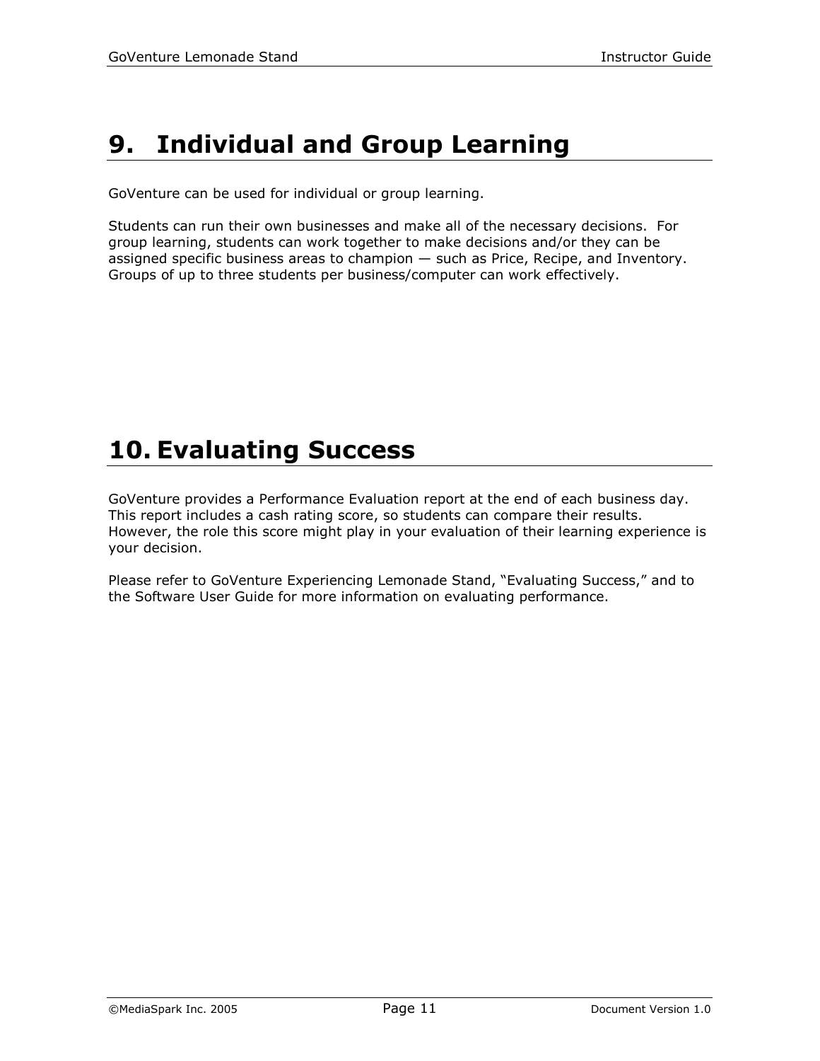# 9. Individual and Group Learning

GoVenture can be used for individual or group learning.

Students can run their own businesses and make all of the necessary decisions. For group learning, students can work together to make decisions and/or they can be assigned specific business areas to champion — such as Price, Recipe, and Inventory. Groups of up to three students per business/computer can work effectively.

# 10. Evaluating Success

GoVenture provides a Performance Evaluation report at the end of each business day. This report includes a cash rating score, so students can compare their results. However, the role this score might play in your evaluation of their learning experience is your decision.

Please refer to GoVenture Experiencing Lemonade Stand, "Evaluating Success," and to the Software User Guide for more information on evaluating performance.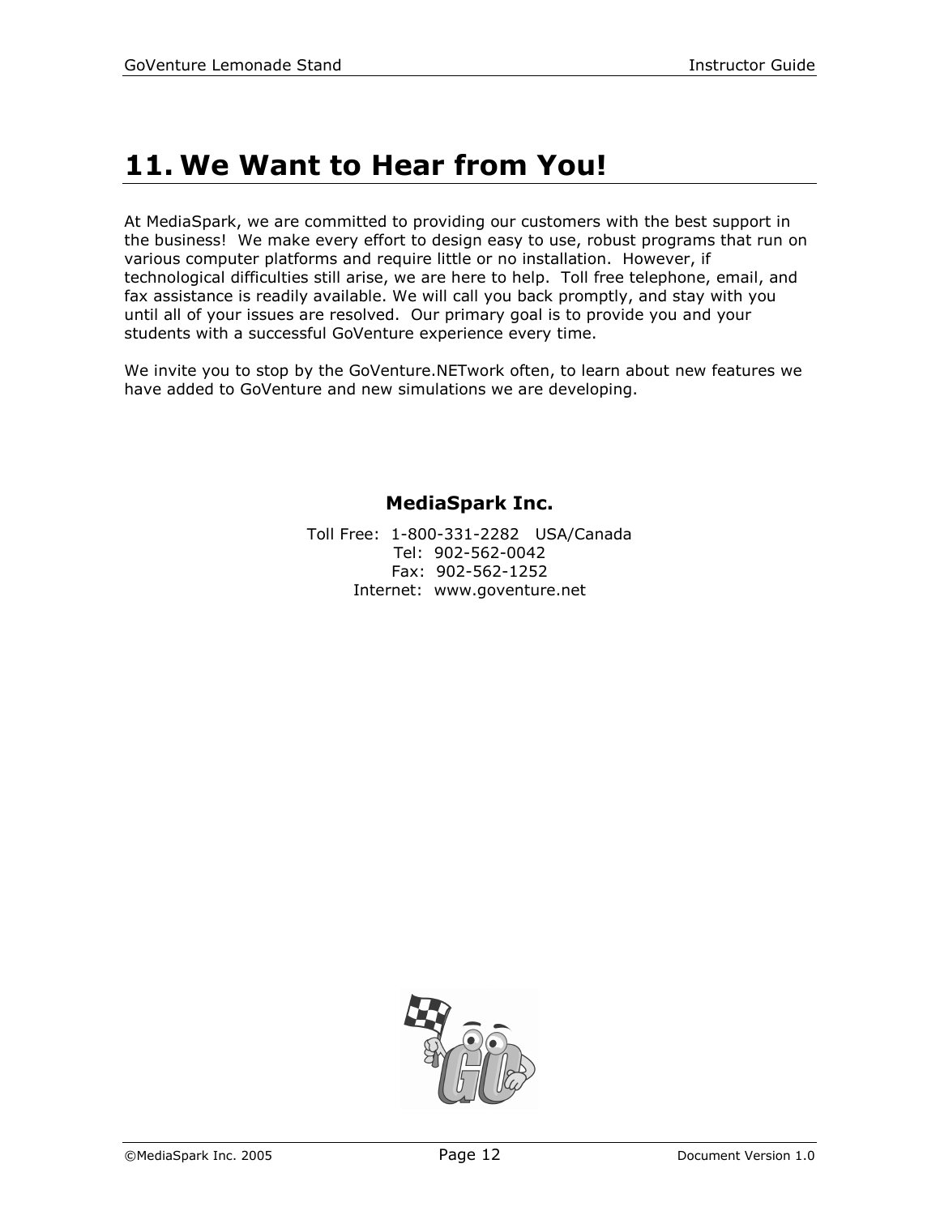# 11. We Want to Hear from You!

At MediaSpark, we are committed to providing our customers with the best support in the business! We make every effort to design easy to use, robust programs that run on various computer platforms and require little or no installation. However, if technological difficulties still arise, we are here to help. Toll free telephone, email, and fax assistance is readily available. We will call you back promptly, and stay with you until all of your issues are resolved. Our primary goal is to provide you and your students with a successful GoVenture experience every time.

We invite you to stop by the GoVenture.NETwork often, to learn about new features we have added to GoVenture and new simulations we are developing.

**MediaSpark Inc.**

Toll Free: 1-800-331-2282 USA/Canada
Tel: 902-562-0042
Fax: 902-562-1252
Internet: www.goventure.net